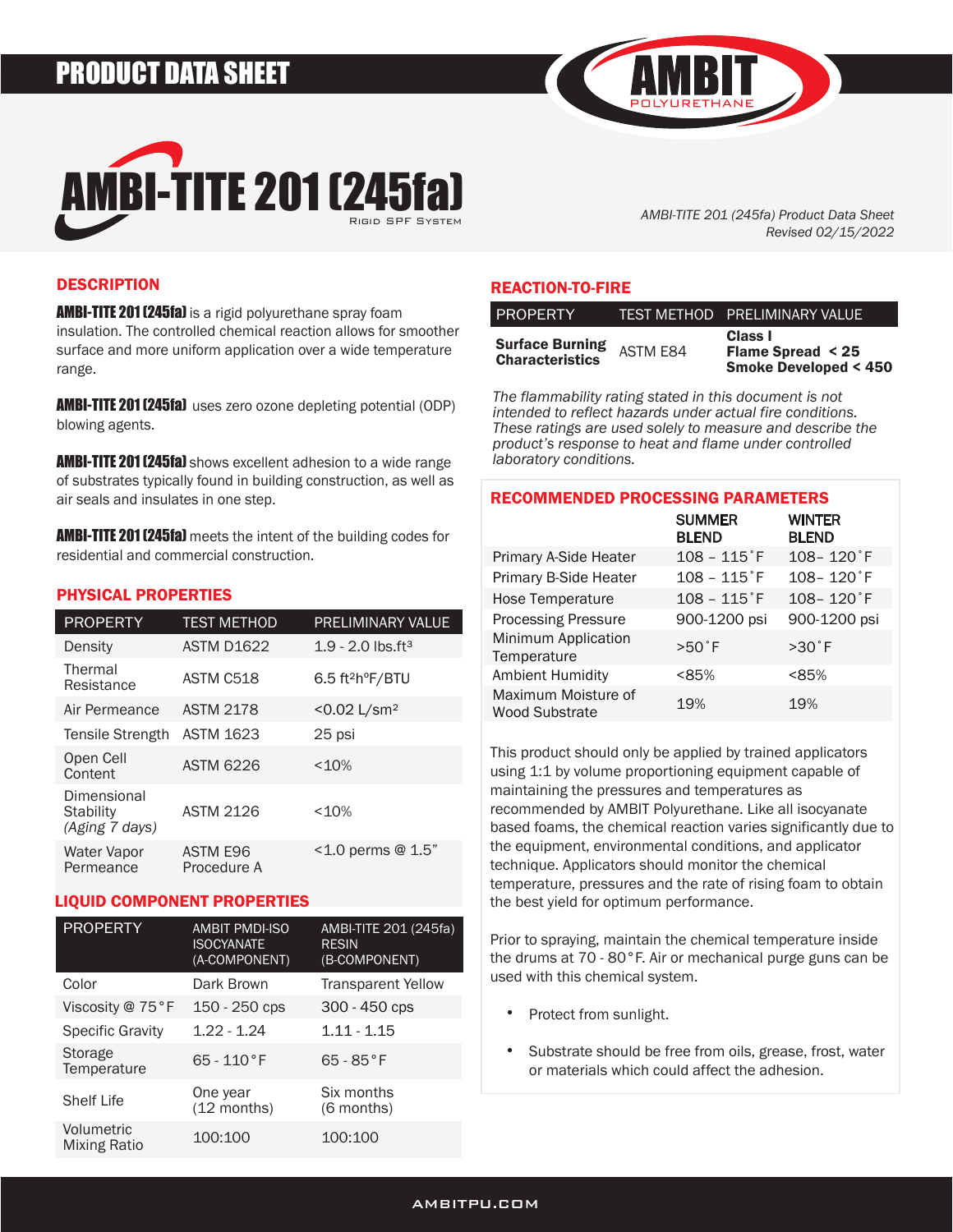# PRODUCT DATA SHEET

# AMBI-TITE 201 (245fa)

Rigid SPF System

*AMBI-TITE 201 (245fa) Product Data Sheet*
*Revised 02/15/2022*

## DESCRIPTION

**AMBI-TITE 201 (245fa)** is a rigid polyurethane spray foam insulation. The controlled chemical reaction allows for smoother surface and more uniform application over a wide temperature range.

**AMBI-TITE 201 (245fa)** uses zero ozone depleting potential (ODP) blowing agents.

**AMBI-TITE 201 (245fa)** shows excellent adhesion to a wide range of substrates typically found in building construction, as well as air seals and insulates in one step.

**AMBI-TITE 201 (245fa)** meets the intent of the building codes for residential and commercial construction.

## PHYSICAL PROPERTIES

| PROPERTY | TEST METHOD | PRELIMINARY VALUE |
|---|---|---|
| Density | ASTM D1622 | 1.9 - 2.0 lbs.ft³ |
| Thermal Resistance | ASTM C518 | 6.5 ft²h°F/BTU |
| Air Permeance | ASTM 2178 | <0.02 L/sm² |
| Tensile Strength | ASTM 1623 | 25 psi |
| Open Cell Content | ASTM 6226 | <10% |
| Dimensional Stability *(Aging 7 days)* | ASTM 2126 | <10% |
| Water Vapor Permeance | ASTM E96 Procedure A | <1.0 perms @ 1.5" |

## LIQUID COMPONENT PROPERTIES

| PROPERTY | AMBIT PMDI-ISO ISOCYANATE (A-COMPONENT) | AMBI-TITE 201 (245fa) RESIN (B-COMPONENT) |
|---|---|---|
| Color | Dark Brown | Transparent Yellow |
| Viscosity @ 75°F | 150 - 250 cps | 300 - 450 cps |
| Specific Gravity | 1.22 - 1.24 | 1.11 - 1.15 |
| Storage Temperature | 65 - 110°F | 65 - 85°F |
| Shelf Life | One year (12 months) | Six months (6 months) |
| Volumetric Mixing Ratio | 100:100 | 100:100 |

## REACTION-TO-FIRE

| PROPERTY | TEST METHOD | PRELIMINARY VALUE |
|---|---|---|
| **Surface Burning Characteristics** | ASTM E84 | **Class I Flame Spread < 25 Smoke Developed < 450** |

*The flammability rating stated in this document is not intended to reflect hazards under actual fire conditions. These ratings are used solely to measure and describe the product's response to heat and flame under controlled laboratory conditions.*

## RECOMMENDED PROCESSING PARAMETERS

| | SUMMER BLEND | WINTER BLEND |
|---|---|---|
| Primary A-Side Heater | 108 – 115˚F | 108– 120˚F |
| Primary B-Side Heater | 108 – 115˚F | 108– 120˚F |
| Hose Temperature | 108 – 115˚F | 108– 120˚F |
| Processing Pressure | 900-1200 psi | 900-1200 psi |
| Minimum Application Temperature | >50˚F | >30˚F |
| Ambient Humidity | <85% | <85% |
| Maximum Moisture of Wood Substrate | 19% | 19% |

This product should only be applied by trained applicators using 1:1 by volume proportioning equipment capable of maintaining the pressures and temperatures as recommended by AMBIT Polyurethane. Like all isocyanate based foams, the chemical reaction varies significantly due to the equipment, environmental conditions, and applicator technique. Applicators should monitor the chemical temperature, pressures and the rate of rising foam to obtain the best yield for optimum performance.

Prior to spraying, maintain the chemical temperature inside the drums at 70 - 80°F. Air or mechanical purge guns can be used with this chemical system.

- Protect from sunlight.
- Substrate should be free from oils, grease, frost, water or materials which could affect the adhesion.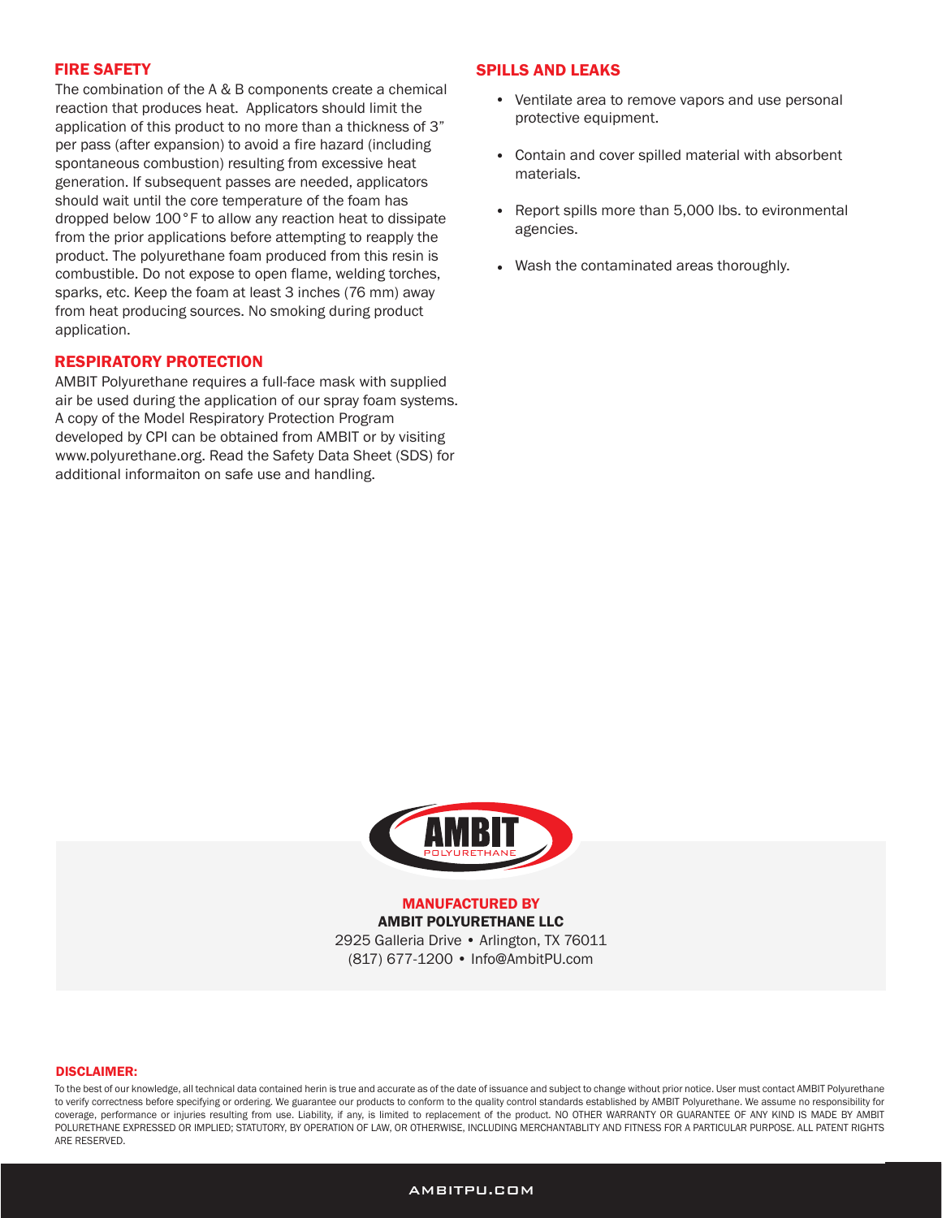## FIRE SAFETY

The combination of the A & B components create a chemical reaction that produces heat. Applicators should limit the application of this product to no more than a thickness of 3" per pass (after expansion) to avoid a fire hazard (including spontaneous combustion) resulting from excessive heat generation. If subsequent passes are needed, applicators should wait until the core temperature of the foam has dropped below 100°F to allow any reaction heat to dissipate from the prior applications before attempting to reapply the product. The polyurethane foam produced from this resin is combustible. Do not expose to open flame, welding torches, sparks, etc. Keep the foam at least 3 inches (76 mm) away from heat producing sources. No smoking during product application.

## RESPIRATORY PROTECTION

AMBIT Polyurethane requires a full-face mask with supplied air be used during the application of our spray foam systems. A copy of the Model Respiratory Protection Program developed by CPI can be obtained from AMBIT or by visiting www.polyurethane.org. Read the Safety Data Sheet (SDS) for additional informaiton on safe use and handling.

## SPILLS AND LEAKS

- Ventilate area to remove vapors and use personal protective equipment.
- Contain and cover spilled material with absorbent materials.
- Report spills more than 5,000 lbs. to evironmental agencies.
- Wash the contaminated areas thoroughly.

AMBIT POLYURETHANE

**MANUFACTURED BY**
**AMBIT POLYURETHANE LLC**
2925 Galleria Drive • Arlington, TX 76011
(817) 677-1200 • Info@AmbitPU.com

**DISCLAIMER:**

To the best of our knowledge, all technical data contained herin is true and accurate as of the date of issuance and subject to change without prior notice. User must contact AMBIT Polyurethane to verify correctness before specifying or ordering. We guarantee our products to conform to the quality control standards established by AMBIT Polyurethane. We assume no responsibility for coverage, performance or injuries resulting from use. Liability, if any, is limited to replacement of the product. NO OTHER WARRANTY OR GUARANTEE OF ANY KIND IS MADE BY AMBIT POLURETHANE EXPRESSED OR IMPLIED; STATUTORY, BY OPERATION OF LAW, OR OTHERWISE, INCLUDING MERCHANTABLITY AND FITNESS FOR A PARTICULAR PURPOSE. ALL PATENT RIGHTS ARE RESERVED.

AMBITPU.COM